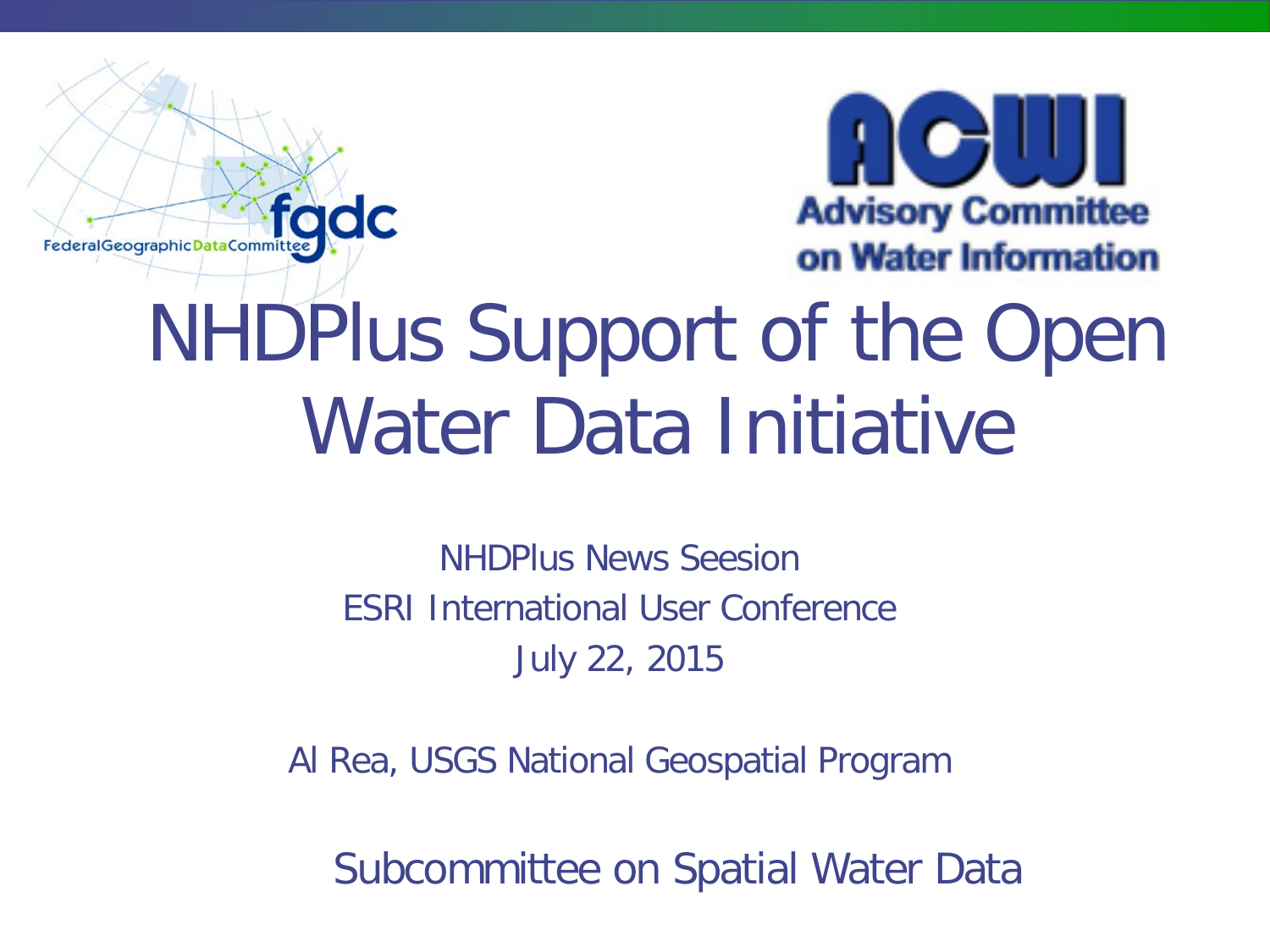Federal Geographic Data Committee

**ACWI**
**Advisory Committee on Water Information**

# NHDPlus Support of the Open Water Data Initiative

NHDPlus News Seesion
ESRI International User Conference
July 22, 2015

Al Rea, USGS National Geospatial Program

Subcommittee on Spatial Water Data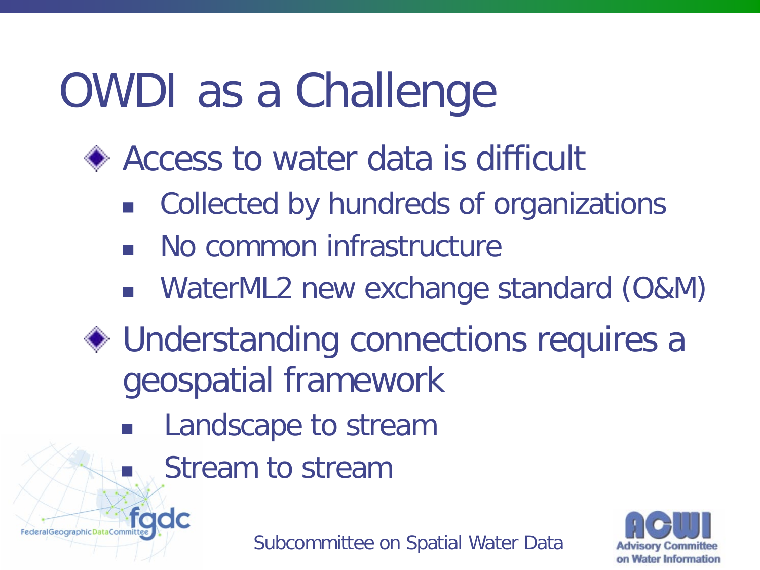# OWDI as a Challenge

- Access to water data is difficult
  - Collected by hundreds of organizations
  - No common infrastructure
  - WaterML2 new exchange standard (O&M)
- Understanding connections requires a geospatial framework
  - Landscape to stream
  - Stream to stream

Subcommittee on Spatial Water Data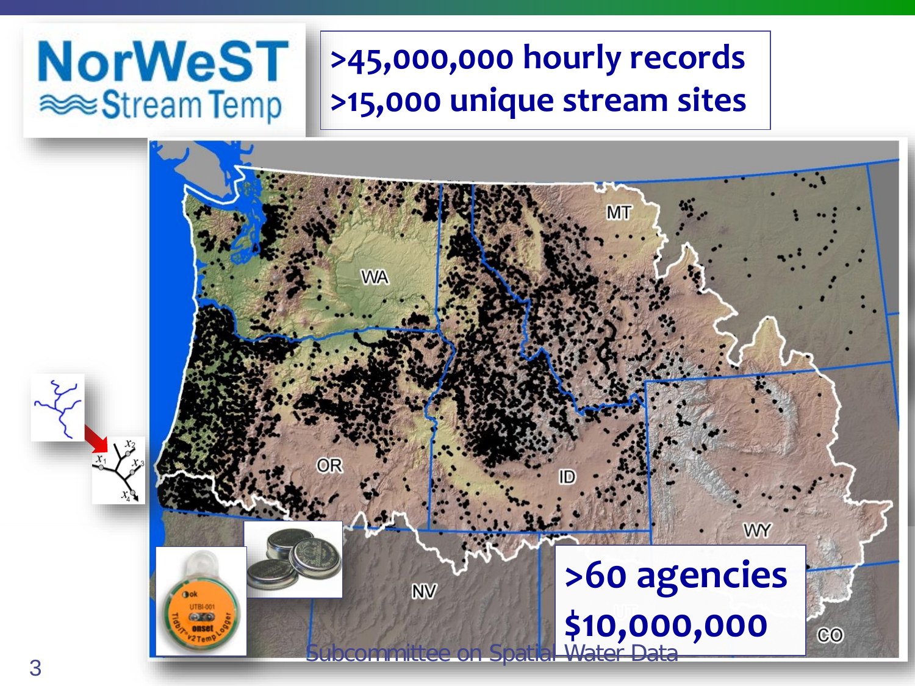# NorWeST Stream Temp

**>45,000,000 hourly records**
**>15,000 unique stream sites**

**>60 agencies**
**$10,000,000**

Subcommittee on Spatial Water Data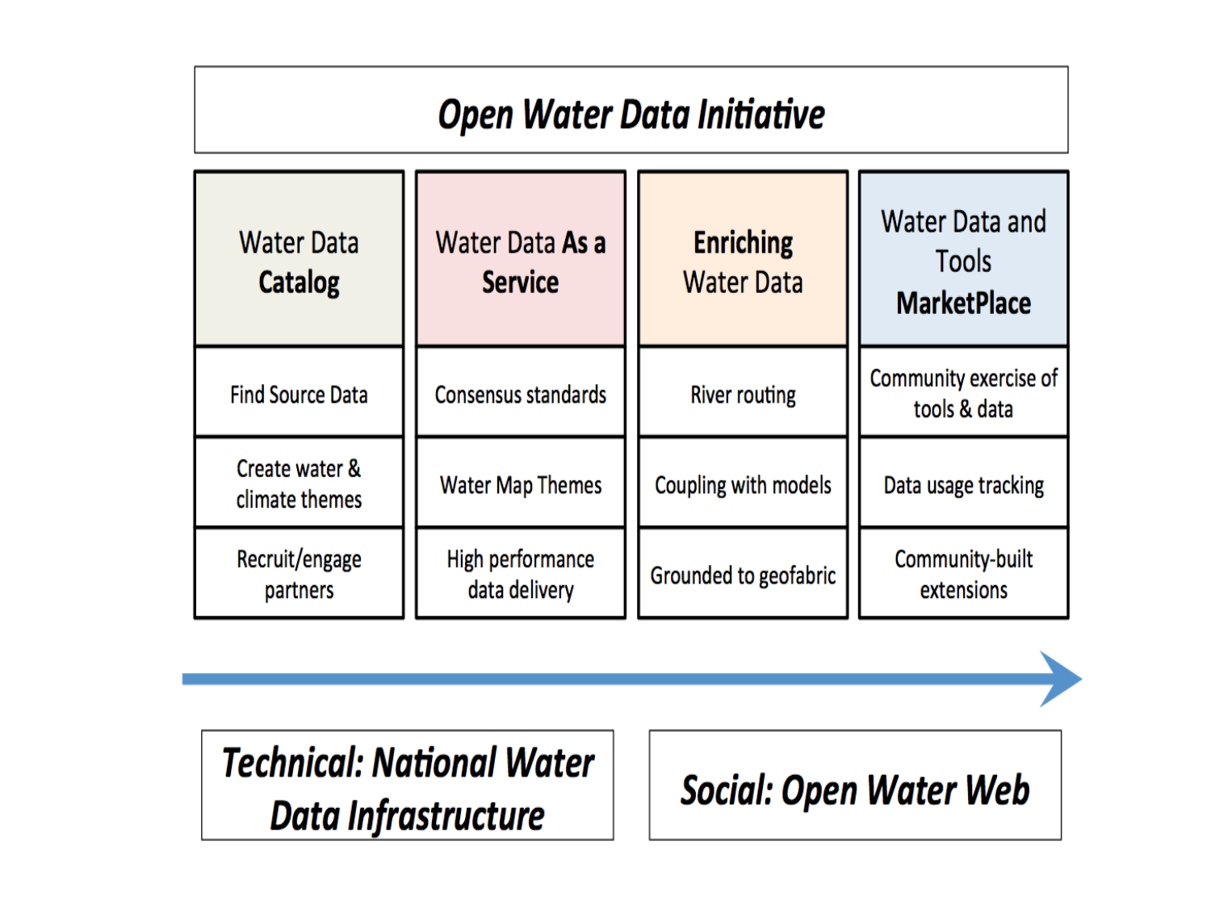# *Open Water Data Initiative*

| Water Data **Catalog** | Water Data **As a Service** | **Enriching** Water Data | Water Data and Tools **MarketPlace** |
|---|---|---|---|
| Find Source Data | Consensus standards | River routing | Community exercise of tools & data |
| Create water & climate themes | Water Map Themes | Coupling with models | Data usage tracking |
| Recruit/engage partners | High performance data delivery | Grounded to geofabric | Community-built extensions |

***Technical: National Water Data Infrastructure*** → ***Social: Open Water Web***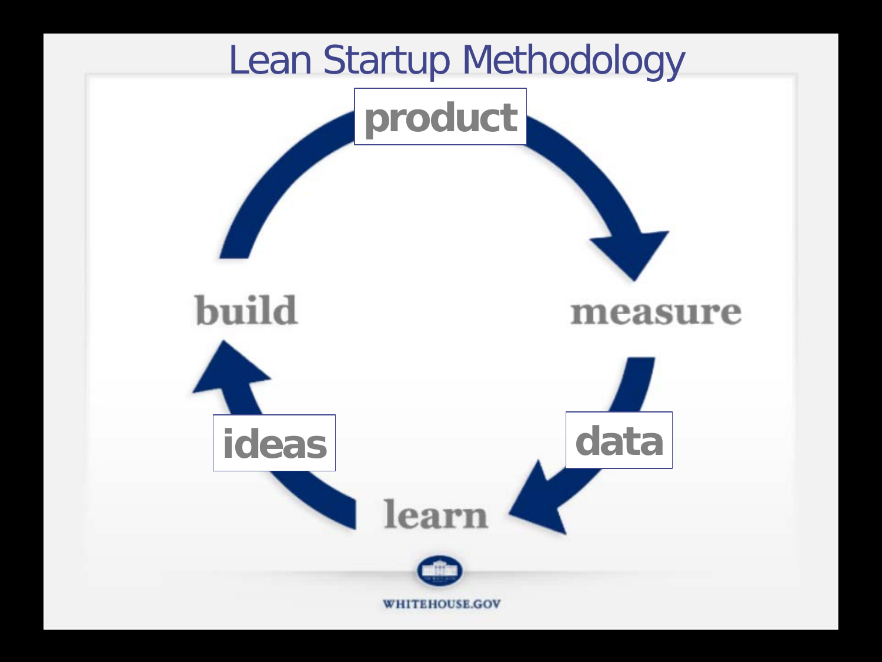# Lean Startup Methodology

product

build

measure

ideas

data

learn

WHITEHOUSE.GOV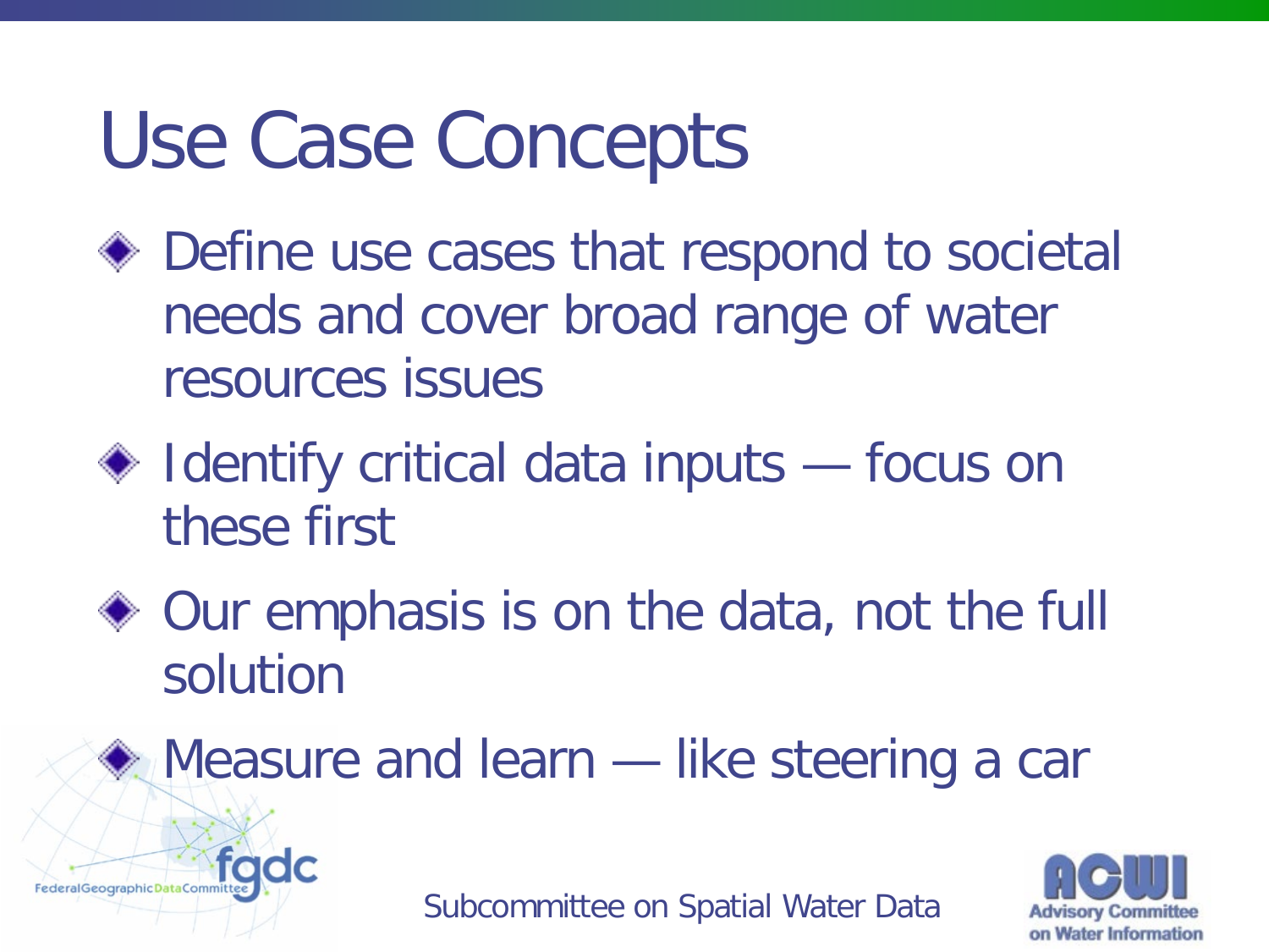# Use Case Concepts

- Define use cases that respond to societal needs and cover broad range of water resources issues
- Identify critical data inputs — focus on these first
- Our emphasis is on the data, not the full solution
- Measure and learn — like steering a car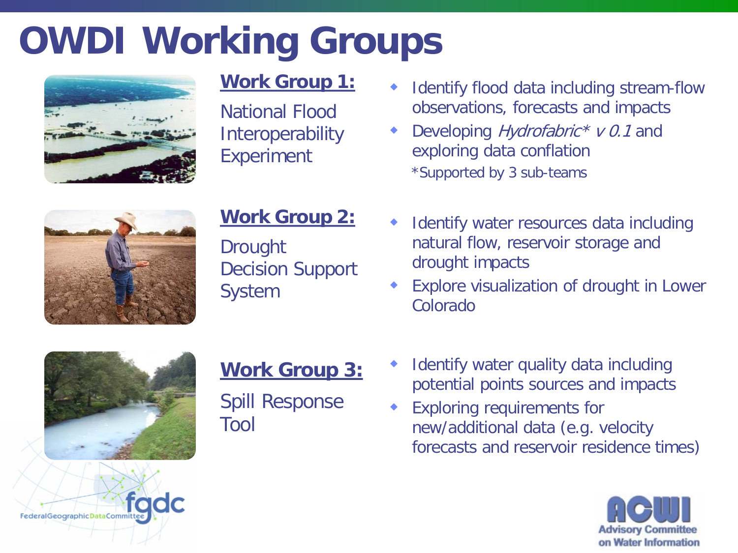# OWDI Working Groups

**Work Group 1:**

National Flood Interoperability Experiment

- Identify flood data including stream-flow observations, forecasts and impacts
- Developing *Hydrofabric* v 0.1* and exploring data conflation

  *Supported by 3 sub-teams

**Work Group 2:**

Drought Decision Support System

- Identify water resources data including natural flow, reservoir storage and drought impacts
- Explore visualization of drought in Lower Colorado

**Work Group 3:**

Spill Response Tool

- Identify water quality data including potential points sources and impacts
- Exploring requirements for new/additional data (e.g. velocity forecasts and reservoir residence times)

FederalGeographicDataCommittee fgdc

ACWI Advisory Committee on Water Information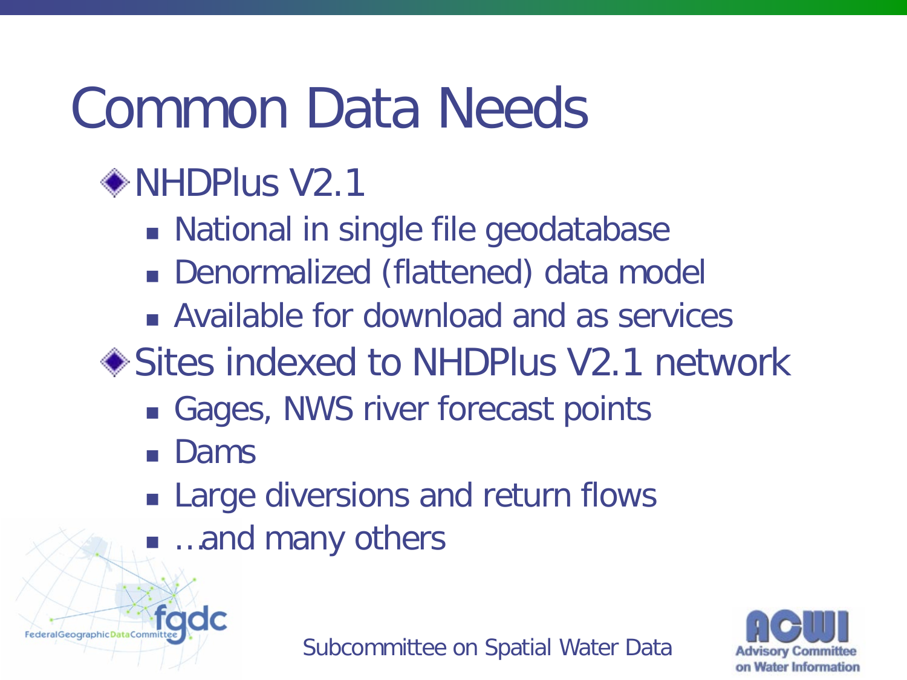# Common Data Needs

- NHDPlus V2.1
  - National in single file geodatabase
  - Denormalized (flattened) data model
  - Available for download and as services
- Sites indexed to NHDPlus V2.1 network
  - Gages, NWS river forecast points
  - Dams
  - Large diversions and return flows
  - …and many others

Subcommittee on Spatial Water Data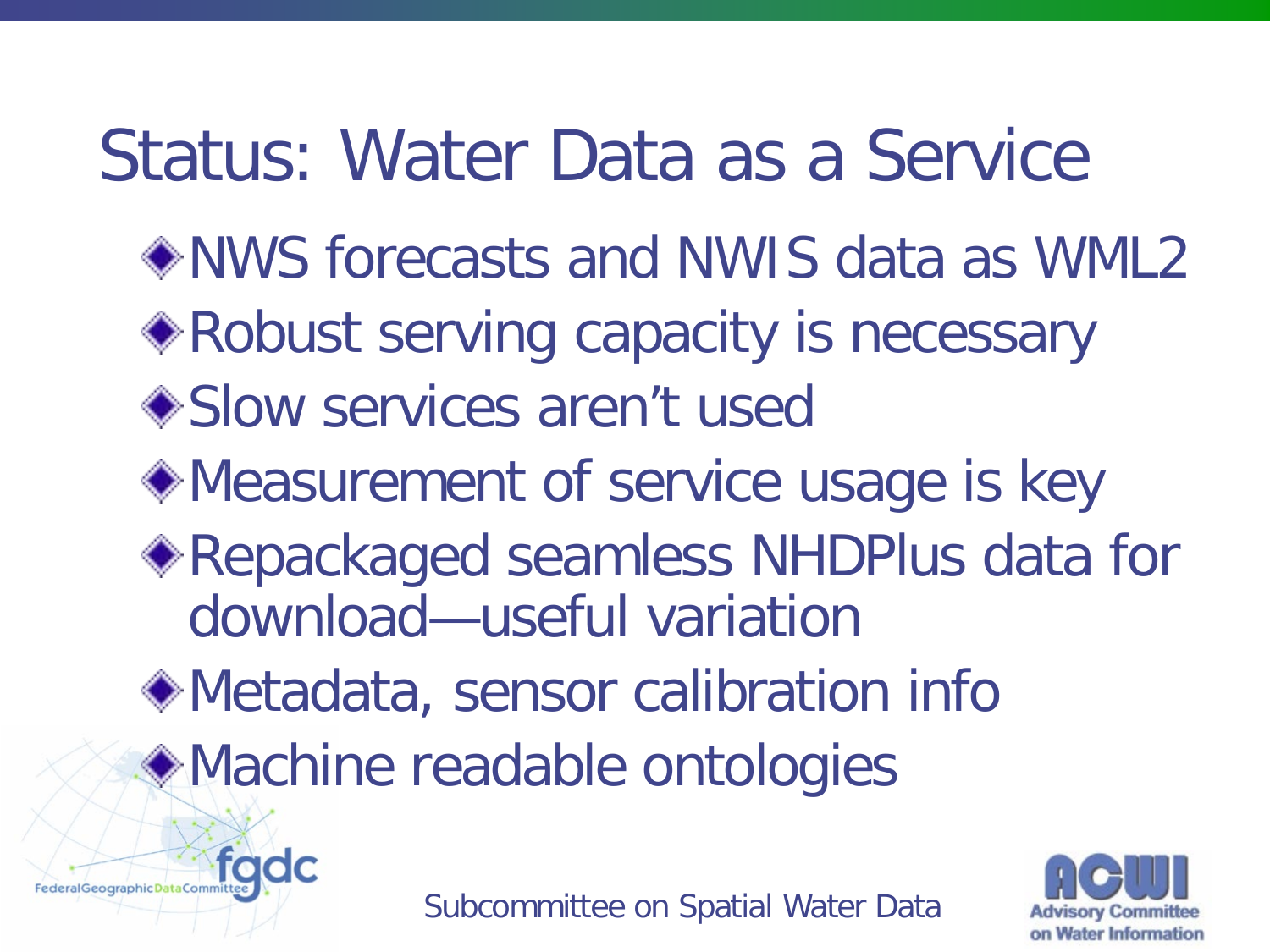# Status: Water Data as a Service

- NWS forecasts and NWIS data as WML2
- Robust serving capacity is necessary
- Slow services aren't used
- Measurement of service usage is key
- Repackaged seamless NHDPlus data for download—useful variation
- Metadata, sensor calibration info
- Machine readable ontologies

Subcommittee on Spatial Water Data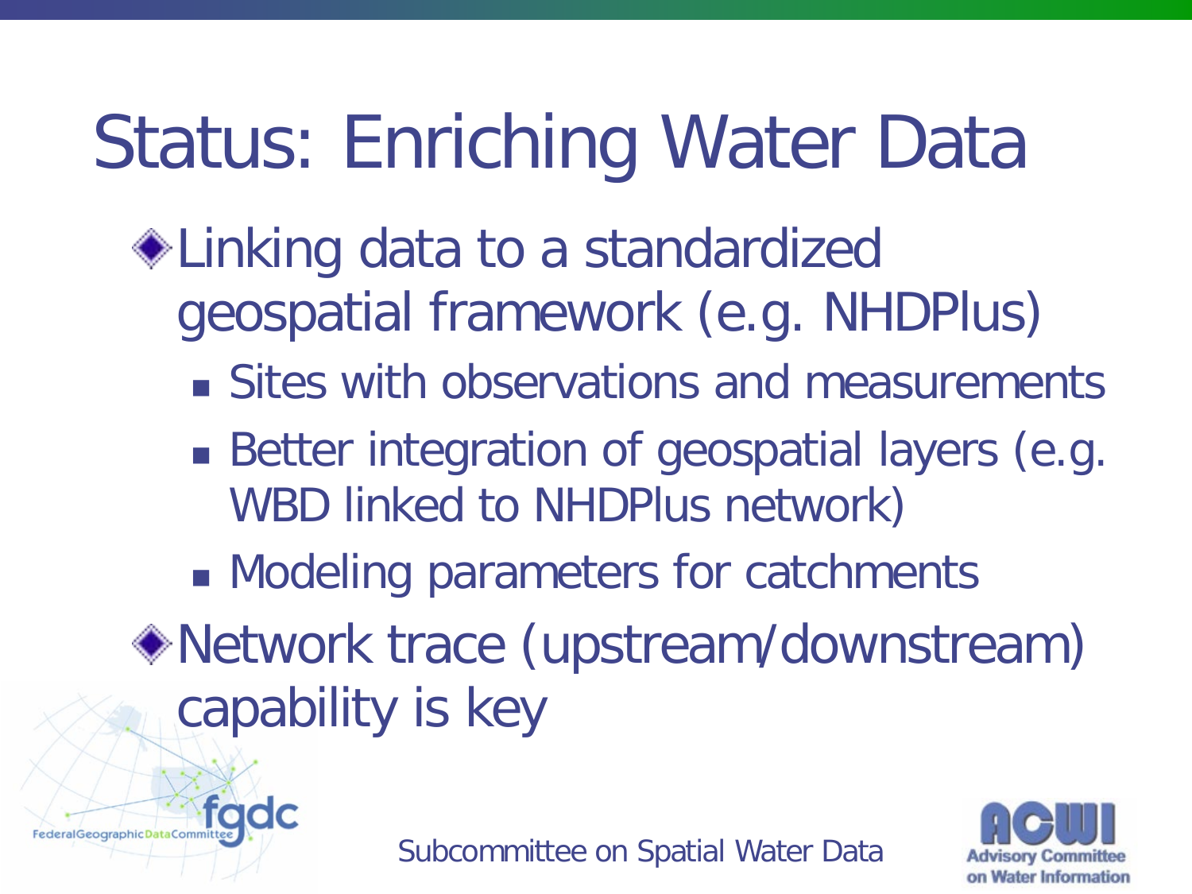# Status: Enriching Water Data

- Linking data to a standardized geospatial framework (e.g. NHDPlus)
  - Sites with observations and measurements
  - Better integration of geospatial layers (e.g. WBD linked to NHDPlus network)
  - Modeling parameters for catchments
- Network trace (upstream/downstream) capability is key

Subcommittee on Spatial Water Data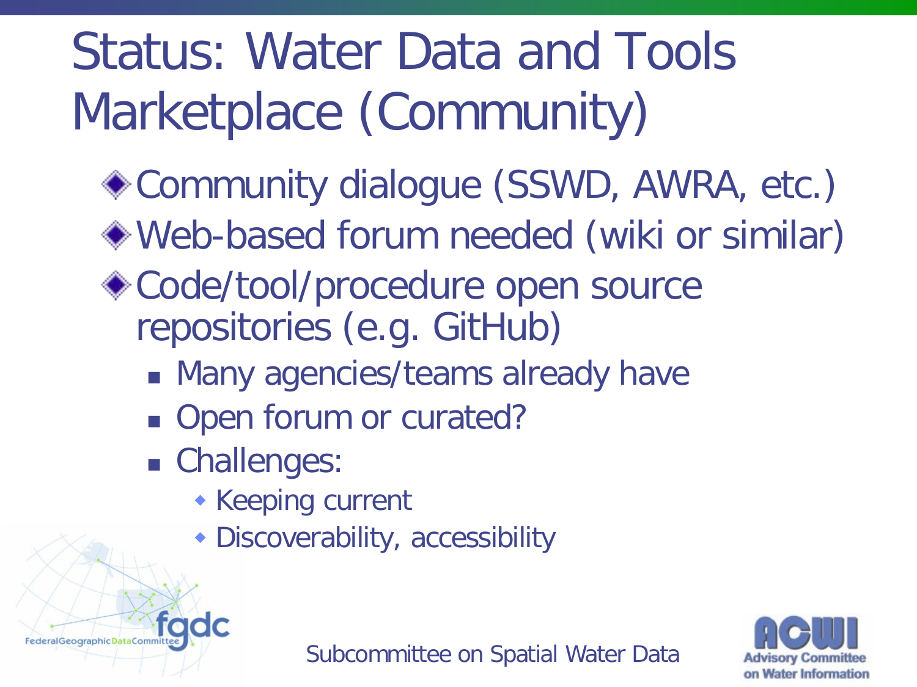# Status: Water Data and Tools Marketplace (Community)

- Community dialogue (SSWD, AWRA, etc.)
- Web-based forum needed (wiki or similar)
- Code/tool/procedure open source repositories (e.g. GitHub)
  - Many agencies/teams already have
  - Open forum or curated?
  - Challenges:
    - Keeping current
    - Discoverability, accessibility

Subcommittee on Spatial Water Data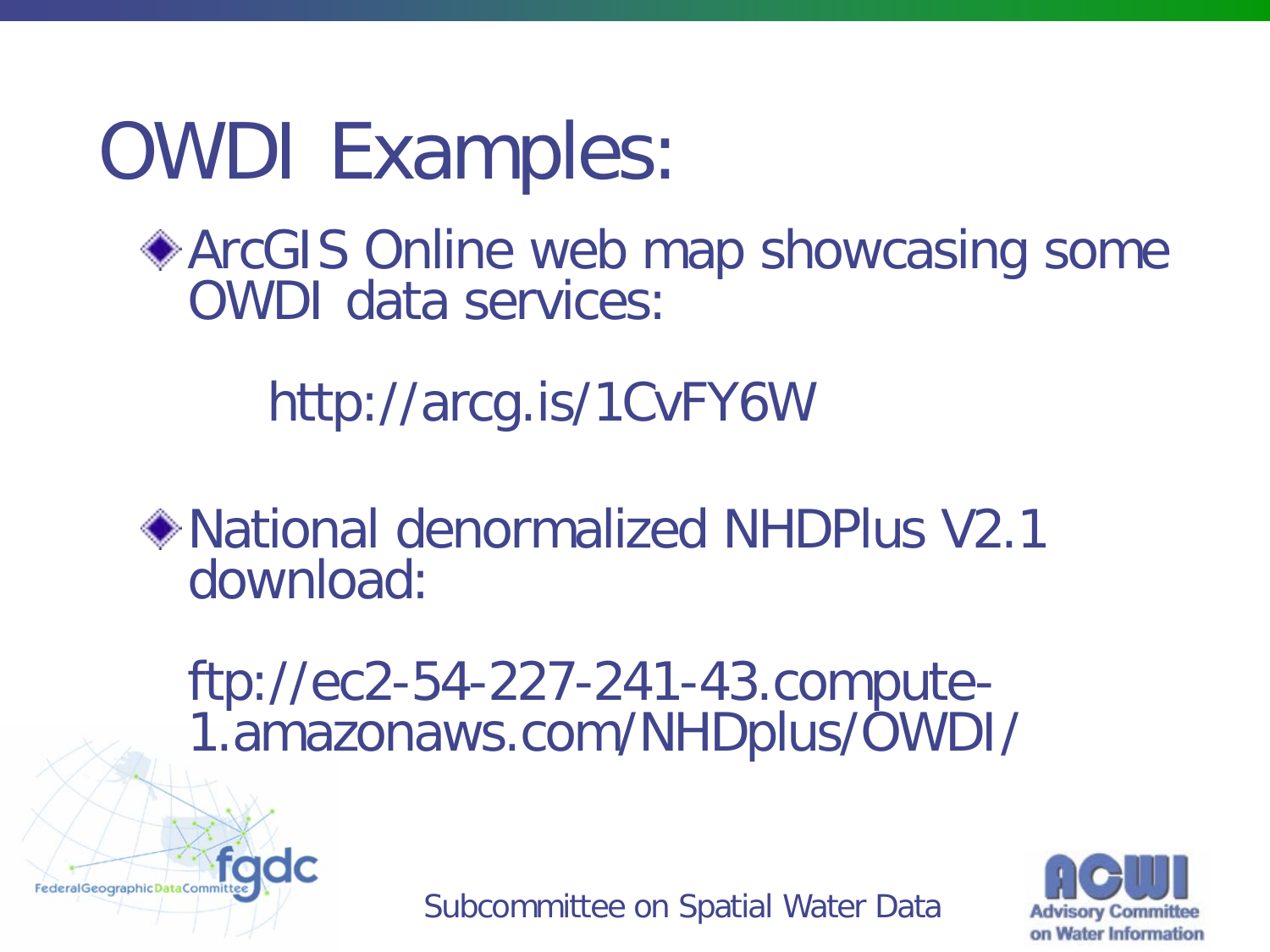# OWDI Examples:

- ArcGIS Online web map showcasing some OWDI data services:

  http://arcg.is/1CvFY6W

- National denormalized NHDPlus V2.1 download:

  ftp://ec2-54-227-241-43.compute-1.amazonaws.com/NHDplus/OWDI/

Subcommittee on Spatial Water Data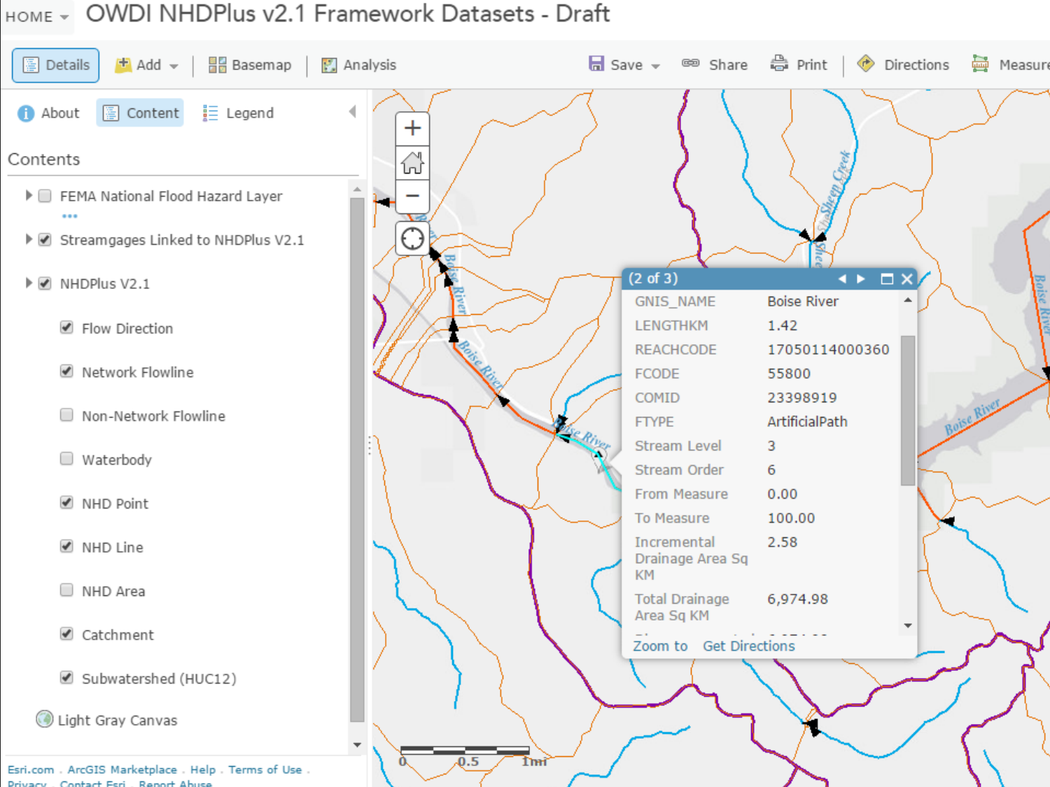HOME ▾ OWDI NHDPlus v2.1 Framework Datasets - Draft

Details | Add ▾ | Basemap | Analysis | Save ▾ | Share | Print | Directions | Measure

About | Content | Legend

Contents

- FEMA National Flood Hazard Layer
- Streamgages Linked to NHDPlus V2.1
- NHDPlus V2.1
  - Flow Direction
  - Network Flowline
  - Non-Network Flowline
  - Waterbody
  - NHD Point
  - NHD Line
  - NHD Area
  - Catchment
  - Subwatershed (HUC12)
- Light Gray Canvas

(2 of 3)

| | |
|---|---|
| GNIS_NAME | Boise River |
| LENGTHKM | 1.42 |
| REACHCODE | 17050114000360 |
| FCODE | 55800 |
| COMID | 23398919 |
| FTYPE | ArtificialPath |
| Stream Level | 3 |
| Stream Order | 6 |
| From Measure | 0.00 |
| To Measure | 100.00 |
| Incremental Drainage Area Sq KM | 2.58 |
| Total Drainage Area Sq KM | 6,974.98 |

Zoom to | Get Directions

Esri.com . ArcGIS Marketplace . Help . Terms of Use . Privacy . Contact Esri . Report Abuse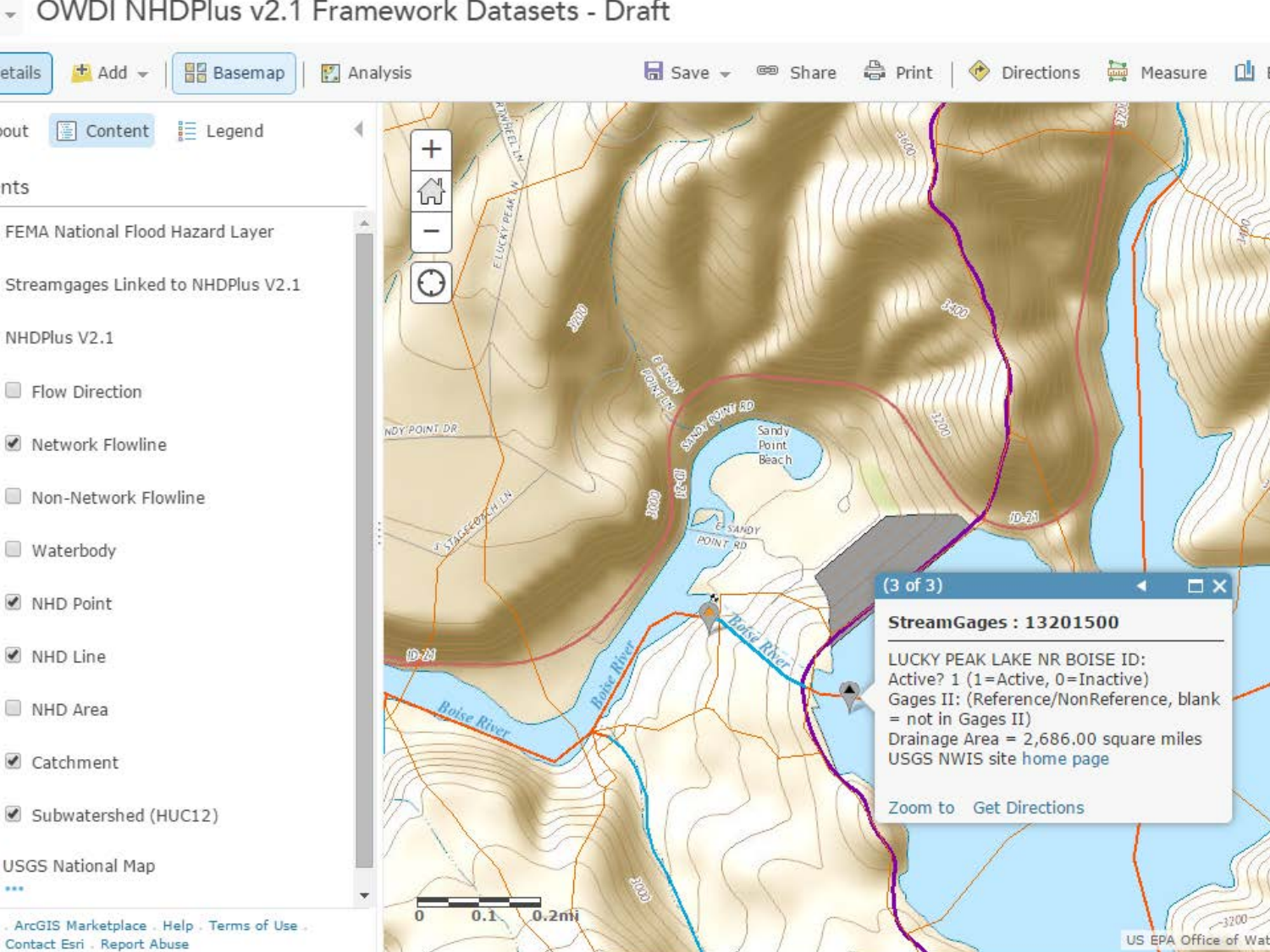# OWDI NHDPlus v2.1 Framework Datasets - Draft

Details | Add | Basemap | Analysis | Save | Share | Print | Directions | Measure

About | Content | Legend

Contents

- FEMA National Flood Hazard Layer
- Streamgages Linked to NHDPlus V2.1
- NHDPlus V2.1
  - [ ] Flow Direction
  - [x] Network Flowline
  - [ ] Non-Network Flowline
  - [ ] Waterbody
  - [x] NHD Point
  - [x] NHD Line
  - [ ] NHD Area
  - [x] Catchment
  - [x] Subwatershed (HUC12)
- USGS National Map

ArcGIS Marketplace . Help . Terms of Use . Contact Esri . Report Abuse

(3 of 3)

**StreamGages : 13201500**

LUCKY PEAK LAKE NR BOISE ID:
Active? 1 (1=Active, 0=Inactive)
Gages II: (Reference/NonReference, blank = not in Gages II)
Drainage Area = 2,686.00 square miles
USGS NWIS site home page

Zoom to   Get Directions

0   0.1   0.2mi

US EPA Office of Wat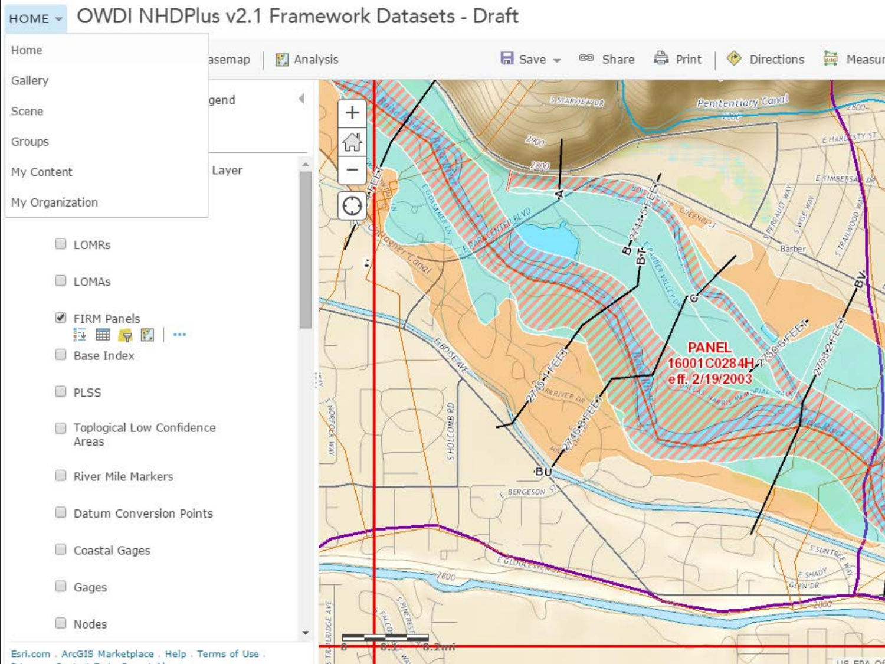HOME ▾ OWDI NHDPlus v2.1 Framework Datasets - Draft

- Home
- Gallery
- Scene
- Groups
- My Content
- My Organization

Basemap | Analysis | Save ▾ | Share | Print | Directions | Measure

Legend

Layer

- LOMRs
- LOMAs
- FIRM Panels
- Base Index
- PLSS
- Toplogical Low Confidence Areas
- River Mile Markers
- Datum Conversion Points
- Coastal Gages
- Gages
- Nodes

PANEL 16001C0284H eff. 2/19/2003

Esri.com . ArcGIS Marketplace . Help . Terms of Use .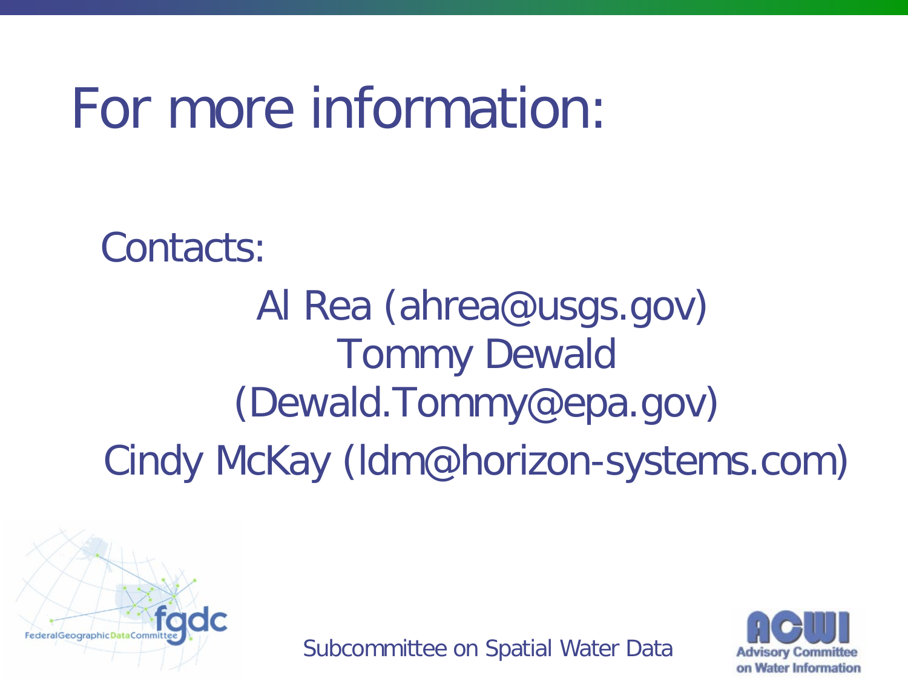# For more information:

Contacts:

Al Rea (ahrea@usgs.gov)
Tommy Dewald (Dewald.Tommy@epa.gov)
Cindy McKay (ldm@horizon-systems.com)

Subcommittee on Spatial Water Data